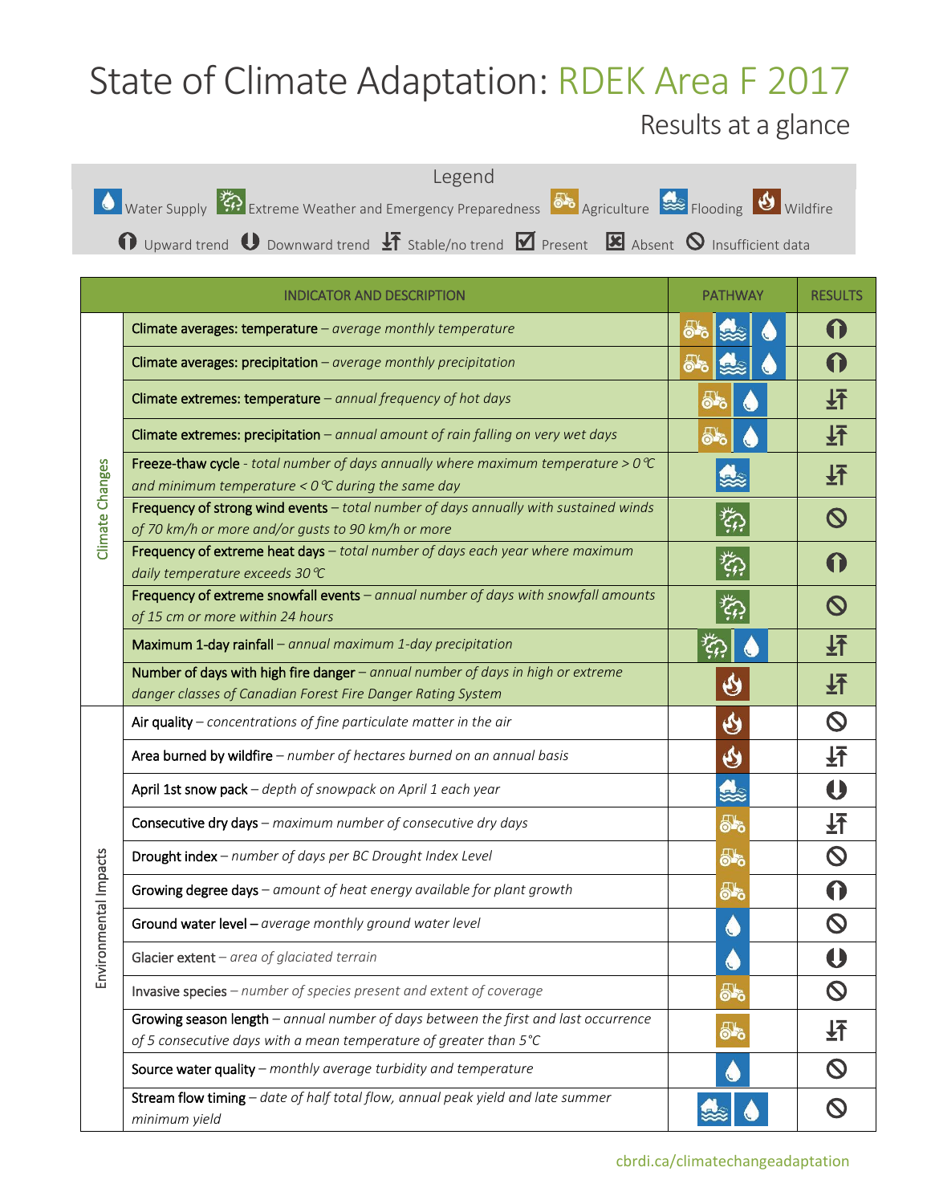# State of Climate Adaptation: RDEK Area F 2017

## Results at a glance

**Legend**

Pathways: Water Supply · Extreme Weather and Emergency Preparedness · Agriculture · Flooding · Wildfire

Results: Upward trend · Downward trend · Stable/no trend · Present · Absent · Insufficient data

| | INDICATOR AND DESCRIPTION | PATHWAY | RESULTS |
|---|---|---|---|
| Climate Changes | **Climate averages: temperature** – *average monthly temperature* | Agriculture, Flooding, Water Supply | Upward trend |
| | **Climate averages: precipitation** – *average monthly precipitation* | Agriculture, Flooding, Water Supply | Upward trend |
| | **Climate extremes: temperature** – *annual frequency of hot days* | Agriculture, Water Supply | Stable/no trend |
| | **Climate extremes: precipitation** – *annual amount of rain falling on very wet days* | Agriculture, Water Supply | Stable/no trend |
| | **Freeze-thaw cycle** - *total number of days annually where maximum temperature > 0℃ and minimum temperature < 0℃ during the same day* | Flooding | Stable/no trend |
| | **Frequency of strong wind events** – *total number of days annually with sustained winds of 70 km/h or more and/or gusts to 90 km/h or more* | Extreme Weather and Emergency Preparedness | Insufficient data |
| | **Frequency of extreme heat days** – *total number of days each year where maximum daily temperature exceeds 30℃* | Extreme Weather and Emergency Preparedness | Upward trend |
| | **Frequency of extreme snowfall events** – *annual number of days with snowfall amounts of 15 cm or more within 24 hours* | Extreme Weather and Emergency Preparedness | Insufficient data |
| | **Maximum 1-day rainfall** – *annual maximum 1-day precipitation* | Extreme Weather and Emergency Preparedness, Water Supply | Stable/no trend |
| | **Number of days with high fire danger** – *annual number of days in high or extreme danger classes of Canadian Forest Fire Danger Rating System* | Wildfire | Stable/no trend |
| Environmental Impacts | **Air quality** – *concentrations of fine particulate matter in the air* | Wildfire | Insufficient data |
| | **Area burned by wildfire** – *number of hectares burned on an annual basis* | Wildfire | Stable/no trend |
| | **April 1st snow pack** – *depth of snowpack on April 1 each year* | Flooding | Downward trend |
| | **Consecutive dry days** – *maximum number of consecutive dry days* | Agriculture | Stable/no trend |
| | **Drought index** – *number of days per BC Drought Index Level* | Agriculture | Insufficient data |
| | **Growing degree days** – *amount of heat energy available for plant growth* | Agriculture | Upward trend |
| | **Ground water level** – *average monthly ground water level* | Water Supply | Insufficient data |
| | Glacier extent – *area of glaciated terrain* | Water Supply | Downward trend |
| | Invasive species – *number of species present and extent of coverage* | Agriculture | Insufficient data |
| | **Growing season length** – *annual number of days between the first and last occurrence of 5 consecutive days with a mean temperature of greater than 5°C* | Agriculture | Stable/no trend |
| | **Source water quality** – *monthly average turbidity and temperature* | Water Supply | Insufficient data |
| | **Stream flow timing** – *date of half total flow, annual peak yield and late summer minimum yield* | Flooding, Water Supply | Insufficient data |

cbrdi.ca/climatechangeadaptation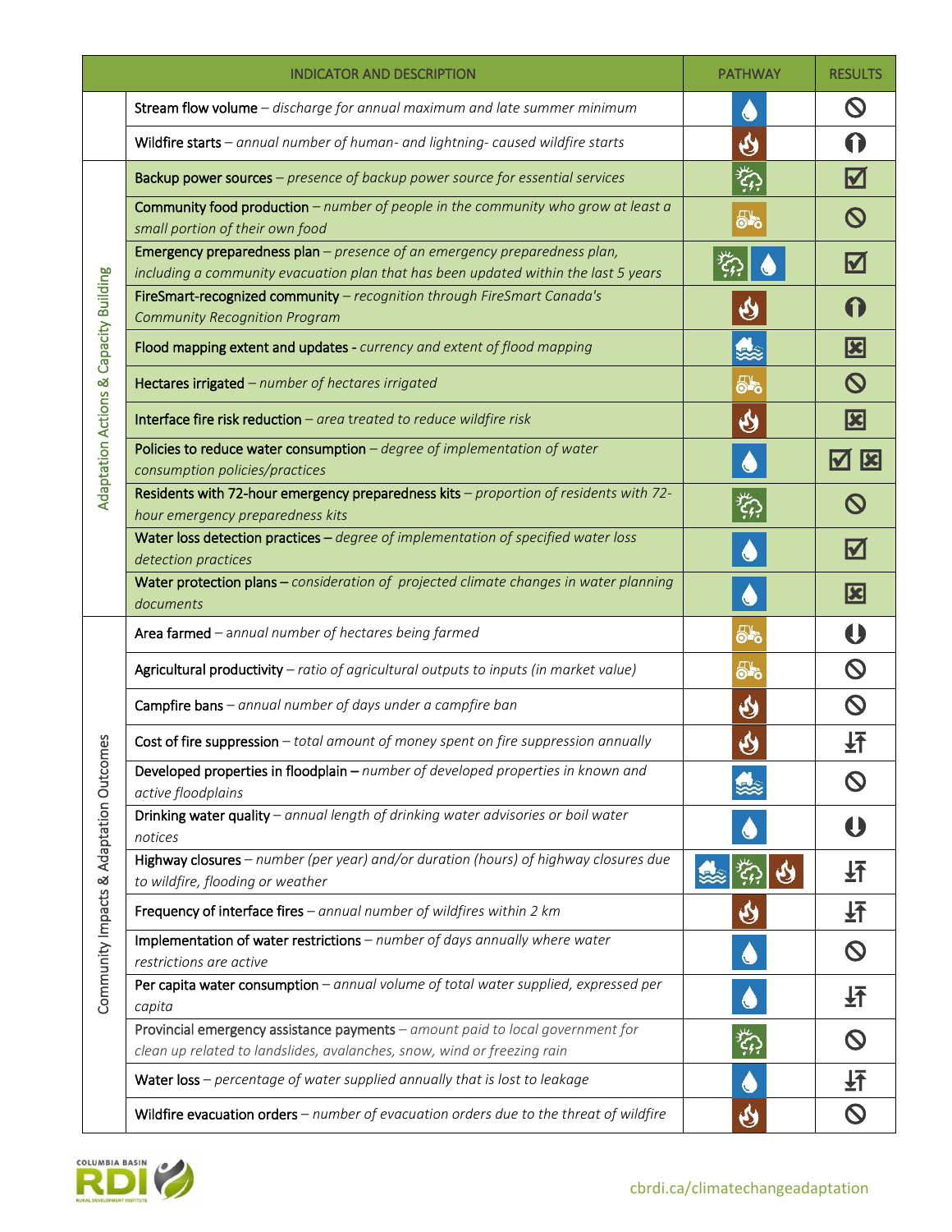| | INDICATOR AND DESCRIPTION | PATHWAY | RESULTS |
|---|---|---|---|
| | **Stream flow volume** – *discharge for annual maximum and late summer minimum* | Water | ⊘ |
| | **Wildfire starts** – *annual number of human- and lightning- caused wildfire starts* | Wildfire | ⬆ |
| Adaptation Actions & Capacity Building | **Backup power sources** – *presence of backup power source for essential services* | Extreme weather | ☑ |
| | **Community food production** – *number of people in the community who grow at least a small portion of their own food* | Agriculture | ⊘ |
| | **Emergency preparedness plan** – *presence of an emergency preparedness plan, including a community evacuation plan that has been updated within the last 5 years* | Extreme weather, Water | ☑ |
| | **FireSmart-recognized community** – *recognition through FireSmart Canada's Community Recognition Program* | Wildfire | ⬆ |
| | **Flood mapping extent and updates** - *currency and extent of flood mapping* | Flooding | ☒ |
| | **Hectares irrigated** – *number of hectares irrigated* | Agriculture | ⊘ |
| | **Interface fire risk reduction** – *area treated to reduce wildfire risk* | Wildfire | ☒ |
| | **Policies to reduce water consumption** – *degree of implementation of water consumption policies/practices* | Water | ☑ ☒ |
| | **Residents with 72-hour emergency preparedness kits** – *proportion of residents with 72-hour emergency preparedness kits* | Extreme weather | ⊘ |
| | **Water loss detection practices** – *degree of implementation of specified water loss detection practices* | Water | ☑ |
| | **Water protection plans** – *consideration of projected climate changes in water planning documents* | Water | ☒ |
| Community Impacts & Adaptation Outcomes | **Area farmed** – *annual number of hectares being farmed* | Agriculture | ⬇ |
| | **Agricultural productivity** – *ratio of agricultural outputs to inputs (in market value)* | Agriculture | ⊘ |
| | **Campfire bans** – *annual number of days under a campfire ban* | Wildfire | ⊘ |
| | **Cost of fire suppression** – *total amount of money spent on fire suppression annually* | Wildfire | ⇅ |
| | **Developed properties in floodplain** – *number of developed properties in known and active floodplains* | Flooding | ⊘ |
| | **Drinking water quality** – *annual length of drinking water advisories or boil water notices* | Water | ⬇ |
| | **Highway closures** – *number (per year) and/or duration (hours) of highway closures due to wildfire, flooding or weather* | Flooding, Extreme weather, Wildfire | ⇅ |
| | **Frequency of interface fires** – *annual number of wildfires within 2 km* | Wildfire | ⇅ |
| | **Implementation of water restrictions** – *number of days annually where water restrictions are active* | Water | ⊘ |
| | **Per capita water consumption** – *annual volume of total water supplied, expressed per capita* | Water | ⇅ |
| | **Provincial emergency assistance payments** – *amount paid to local government for clean up related to landslides, avalanches, snow, wind or freezing rain* | Extreme weather | ⊘ |
| | **Water loss** – *percentage of water supplied annually that is lost to leakage* | Water | ⇅ |
| | **Wildfire evacuation orders** – *number of evacuation orders due to the threat of wildfire* | Wildfire | ⊘ |

COLUMBIA BASIN RDI RURAL DEVELOPMENT INSTITUTE

cbrdi.ca/climatechangeadaptation